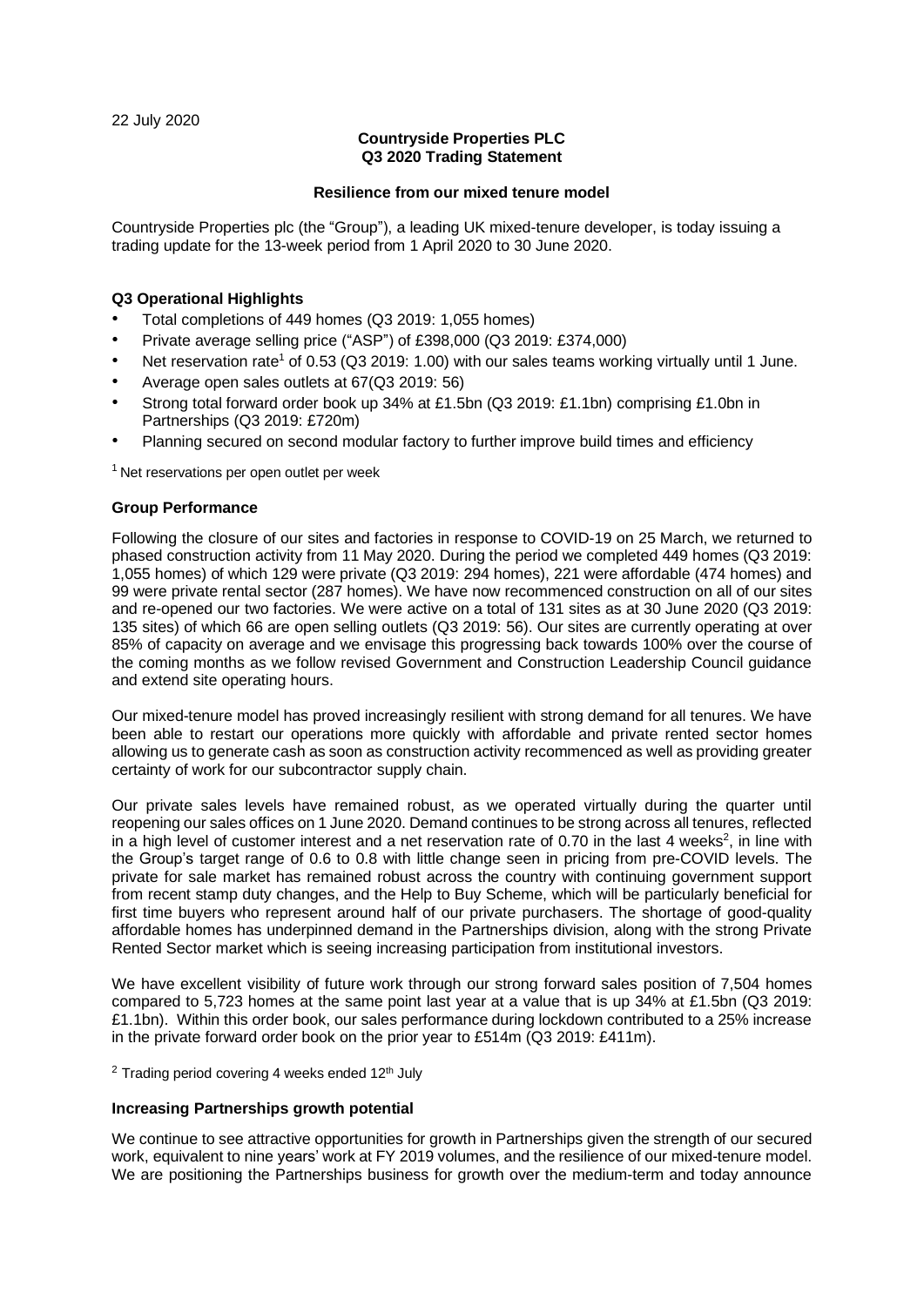22 July 2020

**Countryside Properties PLC**
**Q3 2020 Trading Statement**

**Resilience from our mixed tenure model**

Countryside Properties plc (the "Group"), a leading UK mixed-tenure developer, is today issuing a trading update for the 13-week period from 1 April 2020 to 30 June 2020.

### Q3 Operational Highlights

- Total completions of 449 homes (Q3 2019: 1,055 homes)
- Private average selling price ("ASP") of £398,000 (Q3 2019: £374,000)
- Net reservation rate[1] of 0.53 (Q3 2019: 1.00) with our sales teams working virtually until 1 June.
- Average open sales outlets at 67(Q3 2019: 56)
- Strong total forward order book up 34% at £1.5bn (Q3 2019: £1.1bn) comprising £1.0bn in Partnerships (Q3 2019: £720m)
- Planning secured on second modular factory to further improve build times and efficiency

[1] Net reservations per open outlet per week

### Group Performance

Following the closure of our sites and factories in response to COVID-19 on 25 March, we returned to phased construction activity from 11 May 2020. During the period we completed 449 homes (Q3 2019: 1,055 homes) of which 129 were private (Q3 2019: 294 homes), 221 were affordable (474 homes) and 99 were private rental sector (287 homes). We have now recommenced construction on all of our sites and re-opened our two factories. We were active on a total of 131 sites as at 30 June 2020 (Q3 2019: 135 sites) of which 66 are open selling outlets (Q3 2019: 56). Our sites are currently operating at over 85% of capacity on average and we envisage this progressing back towards 100% over the course of the coming months as we follow revised Government and Construction Leadership Council guidance and extend site operating hours.

Our mixed-tenure model has proved increasingly resilient with strong demand for all tenures. We have been able to restart our operations more quickly with affordable and private rented sector homes allowing us to generate cash as soon as construction activity recommenced as well as providing greater certainty of work for our subcontractor supply chain.

Our private sales levels have remained robust, as we operated virtually during the quarter until reopening our sales offices on 1 June 2020. Demand continues to be strong across all tenures, reflected in a high level of customer interest and a net reservation rate of 0.70 in the last 4 weeks[2], in line with the Group's target range of 0.6 to 0.8 with little change seen in pricing from pre-COVID levels. The private for sale market has remained robust across the country with continuing government support from recent stamp duty changes, and the Help to Buy Scheme, which will be particularly beneficial for first time buyers who represent around half of our private purchasers. The shortage of good-quality affordable homes has underpinned demand in the Partnerships division, along with the strong Private Rented Sector market which is seeing increasing participation from institutional investors.

We have excellent visibility of future work through our strong forward sales position of 7,504 homes compared to 5,723 homes at the same point last year at a value that is up 34% at £1.5bn (Q3 2019: £1.1bn). Within this order book, our sales performance during lockdown contributed to a 25% increase in the private forward order book on the prior year to £514m (Q3 2019: £411m).

[2] Trading period covering 4 weeks ended 12th July

### Increasing Partnerships growth potential

We continue to see attractive opportunities for growth in Partnerships given the strength of our secured work, equivalent to nine years' work at FY 2019 volumes, and the resilience of our mixed-tenure model. We are positioning the Partnerships business for growth over the medium-term and today announce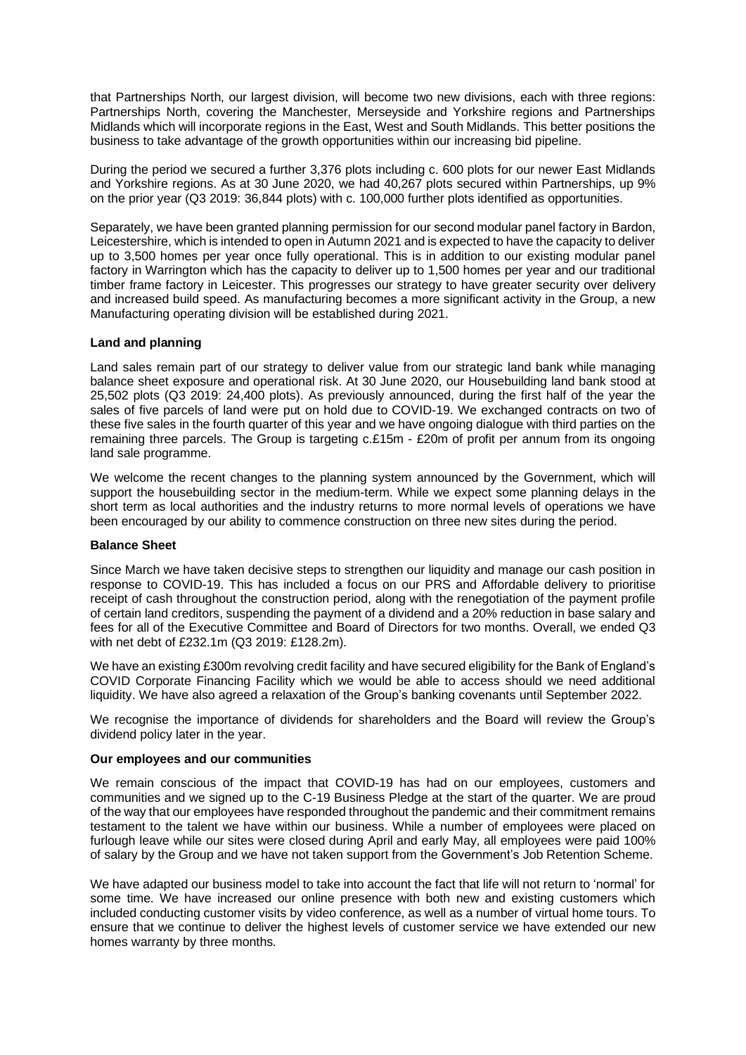that Partnerships North, our largest division, will become two new divisions, each with three regions: Partnerships North, covering the Manchester, Merseyside and Yorkshire regions and Partnerships Midlands which will incorporate regions in the East, West and South Midlands. This better positions the business to take advantage of the growth opportunities within our increasing bid pipeline.

During the period we secured a further 3,376 plots including c. 600 plots for our newer East Midlands and Yorkshire regions. As at 30 June 2020, we had 40,267 plots secured within Partnerships, up 9% on the prior year (Q3 2019: 36,844 plots) with c. 100,000 further plots identified as opportunities.

Separately, we have been granted planning permission for our second modular panel factory in Bardon, Leicestershire, which is intended to open in Autumn 2021 and is expected to have the capacity to deliver up to 3,500 homes per year once fully operational. This is in addition to our existing modular panel factory in Warrington which has the capacity to deliver up to 1,500 homes per year and our traditional timber frame factory in Leicester. This progresses our strategy to have greater security over delivery and increased build speed. As manufacturing becomes a more significant activity in the Group, a new Manufacturing operating division will be established during 2021.

**Land and planning**

Land sales remain part of our strategy to deliver value from our strategic land bank while managing balance sheet exposure and operational risk. At 30 June 2020, our Housebuilding land bank stood at 25,502 plots (Q3 2019: 24,400 plots). As previously announced, during the first half of the year the sales of five parcels of land were put on hold due to COVID-19. We exchanged contracts on two of these five sales in the fourth quarter of this year and we have ongoing dialogue with third parties on the remaining three parcels. The Group is targeting c.£15m - £20m of profit per annum from its ongoing land sale programme.

We welcome the recent changes to the planning system announced by the Government, which will support the housebuilding sector in the medium-term. While we expect some planning delays in the short term as local authorities and the industry returns to more normal levels of operations we have been encouraged by our ability to commence construction on three new sites during the period.

**Balance Sheet**

Since March we have taken decisive steps to strengthen our liquidity and manage our cash position in response to COVID-19. This has included a focus on our PRS and Affordable delivery to prioritise receipt of cash throughout the construction period, along with the renegotiation of the payment profile of certain land creditors, suspending the payment of a dividend and a 20% reduction in base salary and fees for all of the Executive Committee and Board of Directors for two months. Overall, we ended Q3 with net debt of £232.1m (Q3 2019: £128.2m).

We have an existing £300m revolving credit facility and have secured eligibility for the Bank of England's COVID Corporate Financing Facility which we would be able to access should we need additional liquidity. We have also agreed a relaxation of the Group's banking covenants until September 2022.

We recognise the importance of dividends for shareholders and the Board will review the Group's dividend policy later in the year.

**Our employees and our communities**

We remain conscious of the impact that COVID-19 has had on our employees, customers and communities and we signed up to the C-19 Business Pledge at the start of the quarter. We are proud of the way that our employees have responded throughout the pandemic and their commitment remains testament to the talent we have within our business. While a number of employees were placed on furlough leave while our sites were closed during April and early May, all employees were paid 100% of salary by the Group and we have not taken support from the Government's Job Retention Scheme.

We have adapted our business model to take into account the fact that life will not return to 'normal' for some time. We have increased our online presence with both new and existing customers which included conducting customer visits by video conference, as well as a number of virtual home tours. To ensure that we continue to deliver the highest levels of customer service we have extended our new homes warranty by three months.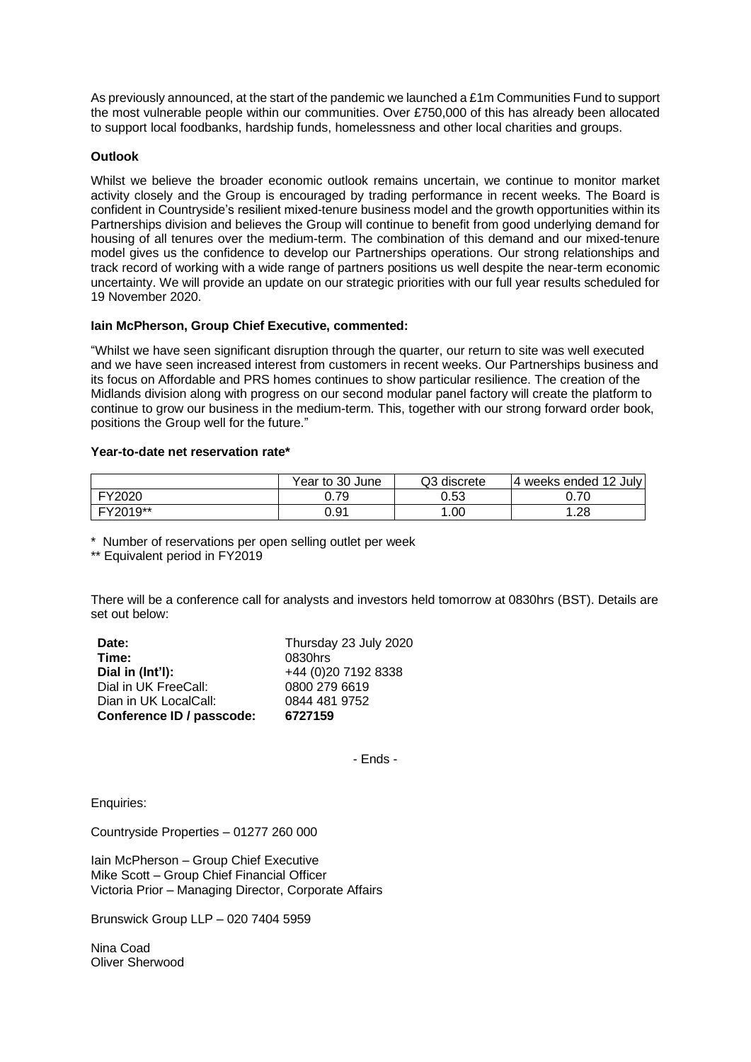As previously announced, at the start of the pandemic we launched a £1m Communities Fund to support the most vulnerable people within our communities. Over £750,000 of this has already been allocated to support local foodbanks, hardship funds, homelessness and other local charities and groups.

**Outlook**

Whilst we believe the broader economic outlook remains uncertain, we continue to monitor market activity closely and the Group is encouraged by trading performance in recent weeks. The Board is confident in Countryside's resilient mixed-tenure business model and the growth opportunities within its Partnerships division and believes the Group will continue to benefit from good underlying demand for housing of all tenures over the medium-term. The combination of this demand and our mixed-tenure model gives us the confidence to develop our Partnerships operations. Our strong relationships and track record of working with a wide range of partners positions us well despite the near-term economic uncertainty. We will provide an update on our strategic priorities with our full year results scheduled for 19 November 2020.

**Iain McPherson, Group Chief Executive, commented:**

"Whilst we have seen significant disruption through the quarter, our return to site was well executed and we have seen increased interest from customers in recent weeks. Our Partnerships business and its focus on Affordable and PRS homes continues to show particular resilience. The creation of the Midlands division along with progress on our second modular panel factory will create the platform to continue to grow our business in the medium-term. This, together with our strong forward order book, positions the Group well for the future."

**Year-to-date net reservation rate***

| | Year to 30 June | Q3 discrete | 4 weeks ended 12 July |
|---|---|---|---|
| FY2020 | 0.79 | 0.53 | 0.70 |
| FY2019** | 0.91 | 1.00 | 1.28 |

\* Number of reservations per open selling outlet per week

** Equivalent period in FY2019

There will be a conference call for analysts and investors held tomorrow at 0830hrs (BST). Details are set out below:

| | |
|---|---|
| **Date:** | Thursday 23 July 2020 |
| **Time:** | 0830hrs |
| **Dial in (Int'l):** | +44 (0)20 7192 8338 |
| Dial in UK FreeCall: | 0800 279 6619 |
| Dian in UK LocalCall: | 0844 481 9752 |
| **Conference ID / passcode:** | **6727159** |

- Ends -

Enquiries:

Countryside Properties – 01277 260 000

Iain McPherson – Group Chief Executive
Mike Scott – Group Chief Financial Officer
Victoria Prior – Managing Director, Corporate Affairs

Brunswick Group LLP – 020 7404 5959

Nina Coad
Oliver Sherwood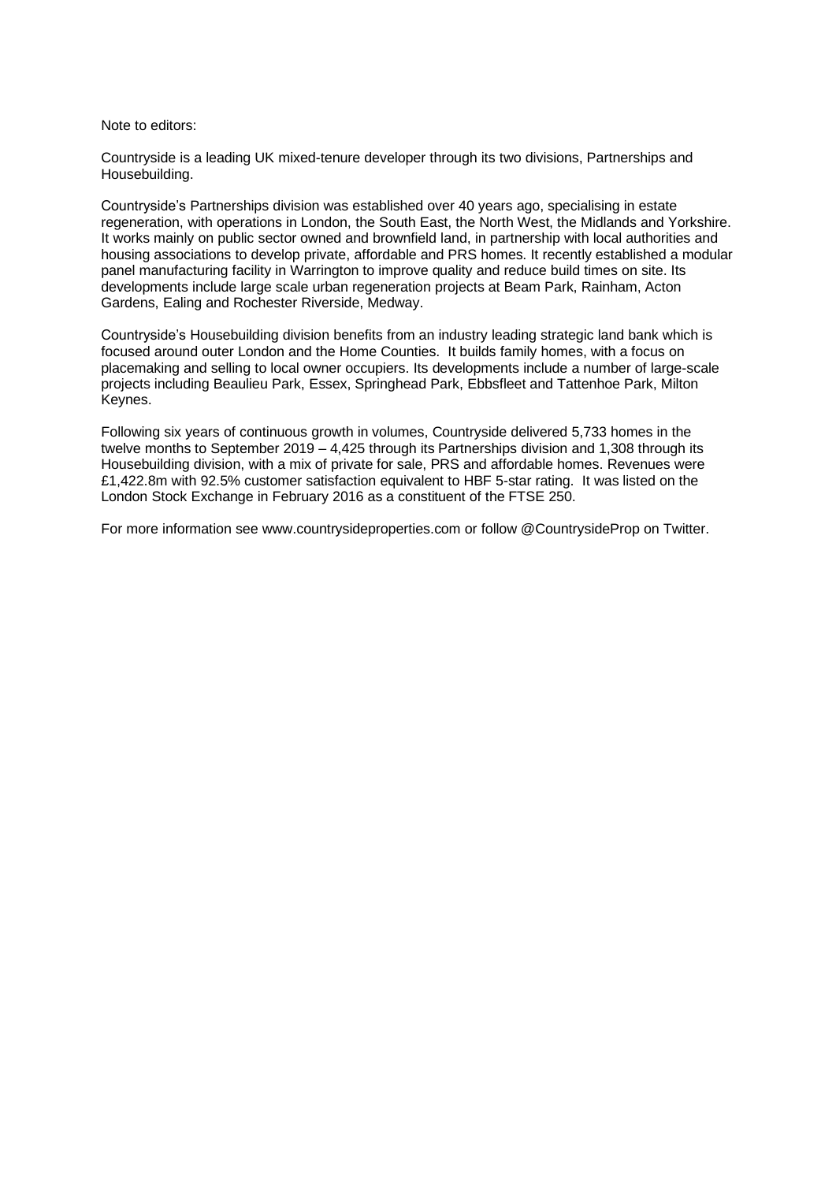Note to editors:

Countryside is a leading UK mixed-tenure developer through its two divisions, Partnerships and Housebuilding.

Countryside's Partnerships division was established over 40 years ago, specialising in estate regeneration, with operations in London, the South East, the North West, the Midlands and Yorkshire. It works mainly on public sector owned and brownfield land, in partnership with local authorities and housing associations to develop private, affordable and PRS homes. It recently established a modular panel manufacturing facility in Warrington to improve quality and reduce build times on site. Its developments include large scale urban regeneration projects at Beam Park, Rainham, Acton Gardens, Ealing and Rochester Riverside, Medway.

Countryside's Housebuilding division benefits from an industry leading strategic land bank which is focused around outer London and the Home Counties. It builds family homes, with a focus on placemaking and selling to local owner occupiers. Its developments include a number of large-scale projects including Beaulieu Park, Essex, Springhead Park, Ebbsfleet and Tattenhoe Park, Milton Keynes.

Following six years of continuous growth in volumes, Countryside delivered 5,733 homes in the twelve months to September 2019 – 4,425 through its Partnerships division and 1,308 through its Housebuilding division, with a mix of private for sale, PRS and affordable homes. Revenues were £1,422.8m with 92.5% customer satisfaction equivalent to HBF 5-star rating. It was listed on the London Stock Exchange in February 2016 as a constituent of the FTSE 250.

For more information see www.countrysideproperties.com or follow @CountrysideProp on Twitter.